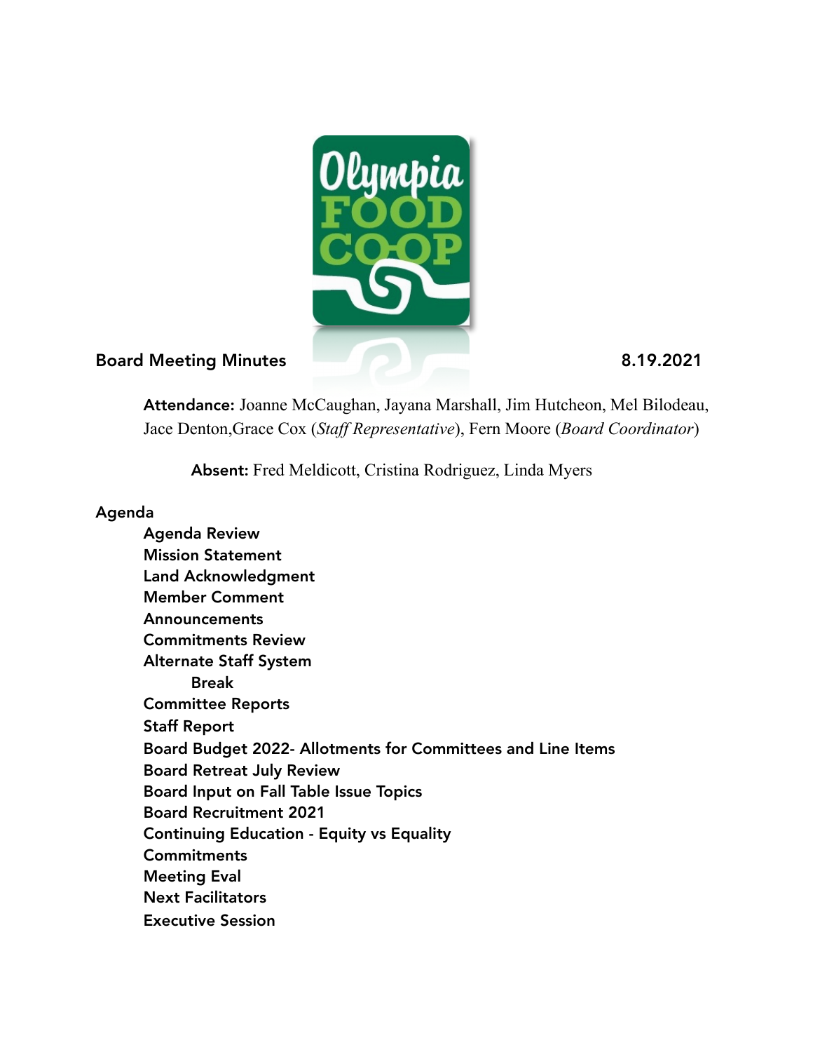**Board Meeting Minutes** **8.19.2021**

**Attendance:** Joanne McCaughan, Jayana Marshall, Jim Hutcheon, Mel Bilodeau, Jace Denton,Grace Cox (*Staff Representative*), Fern Moore (*Board Coordinator*)

**Absent:** Fred Meldicott, Cristina Rodriguez, Linda Myers

## Agenda

- Agenda Review
- Mission Statement
- Land Acknowledgment
- Member Comment
- Announcements
- Commitments Review
- Alternate Staff System
    - Break
- Committee Reports
- Staff Report
- Board Budget 2022- Allotments for Committees and Line Items
- Board Retreat July Review
- Board Input on Fall Table Issue Topics
- Board Recruitment 2021
- Continuing Education - Equity vs Equality
- Commitments
- Meeting Eval
- Next Facilitators
- Executive Session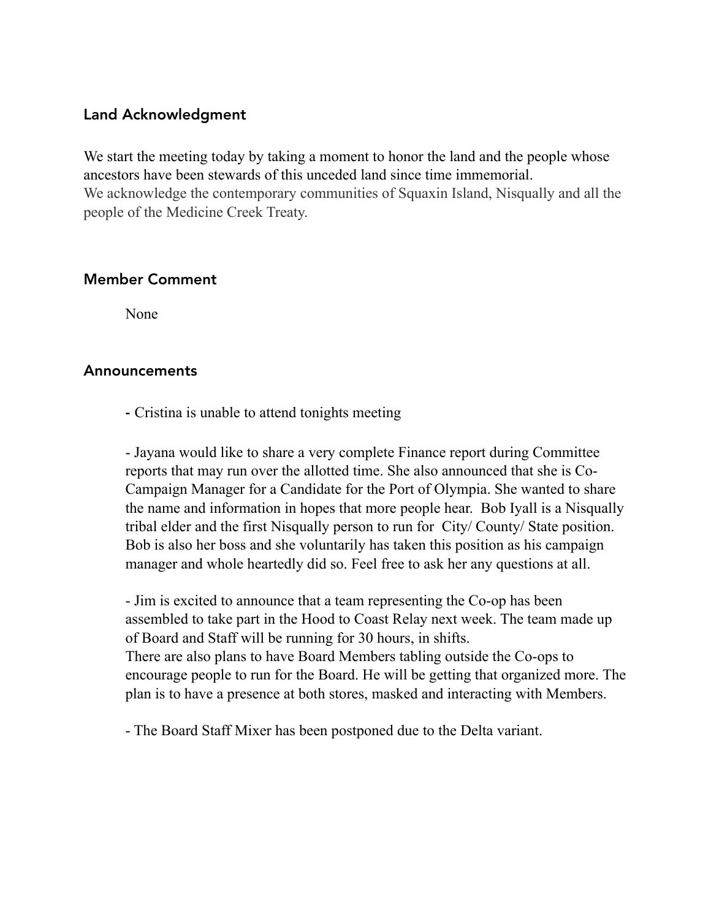## Land Acknowledgment

We start the meeting today by taking a moment to honor the land and the people whose ancestors have been stewards of this unceded land since time immemorial.
We acknowledge the contemporary communities of Squaxin Island, Nisqually and all the people of the Medicine Creek Treaty.

## Member Comment

None

## Announcements

- Cristina is unable to attend tonights meeting

- Jayana would like to share a very complete Finance report during Committee reports that may run over the allotted time. She also announced that she is Co-Campaign Manager for a Candidate for the Port of Olympia. She wanted to share the name and information in hopes that more people hear.  Bob Iyall is a Nisqually tribal elder and the first Nisqually person to run for  City/ County/ State position. Bob is also her boss and she voluntarily has taken this position as his campaign manager and whole heartedly did so. Feel free to ask her any questions at all.

- Jim is excited to announce that a team representing the Co-op has been assembled to take part in the Hood to Coast Relay next week. The team made up of Board and Staff will be running for 30 hours, in shifts.
There are also plans to have Board Members tabling outside the Co-ops to encourage people to run for the Board. He will be getting that organized more. The plan is to have a presence at both stores, masked and interacting with Members.

- The Board Staff Mixer has been postponed due to the Delta variant.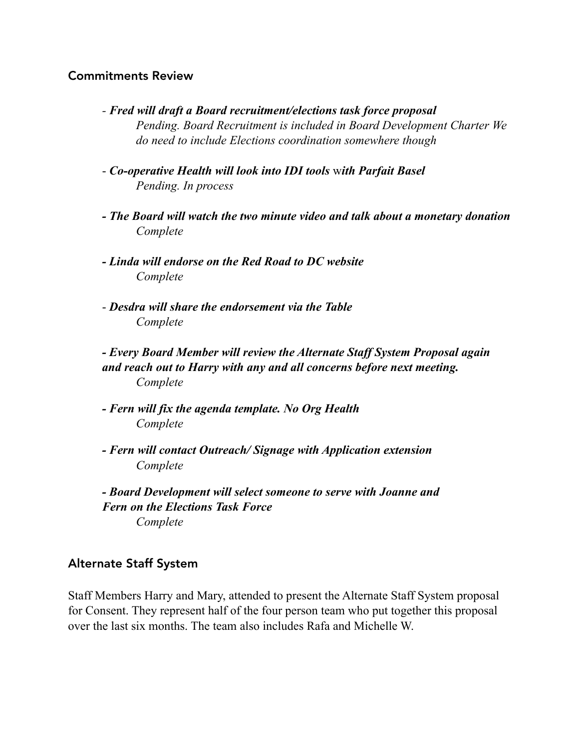## Commitments Review

- ***Fred will draft a Board recruitment/elections task force proposal***
  *Pending. Board Recruitment is included in Board Development Charter We do need to include Elections coordination somewhere though*

- ***Co-operative Health will look into IDI tools with Parfait Basel***
  *Pending. In process*

- ***The Board will watch the two minute video and talk about a monetary donation***
  *Complete*

- ***Linda will endorse on the Red Road to DC website***
  *Complete*

- ***Desdra will share the endorsement via the Table***
  *Complete*

- ***Every Board Member will review the Alternate Staff System Proposal again and reach out to Harry with any and all concerns before next meeting.***
  *Complete*

- ***Fern will fix the agenda template. No Org Health***
  *Complete*

- ***Fern will contact Outreach/ Signage with Application extension***
  *Complete*

- ***Board Development will select someone to serve with Joanne and Fern on the Elections Task Force***
  *Complete*

## Alternate Staff System

Staff Members Harry and Mary, attended to present the Alternate Staff System proposal for Consent. They represent half of the four person team who put together this proposal over the last six months. The team also includes Rafa and Michelle W.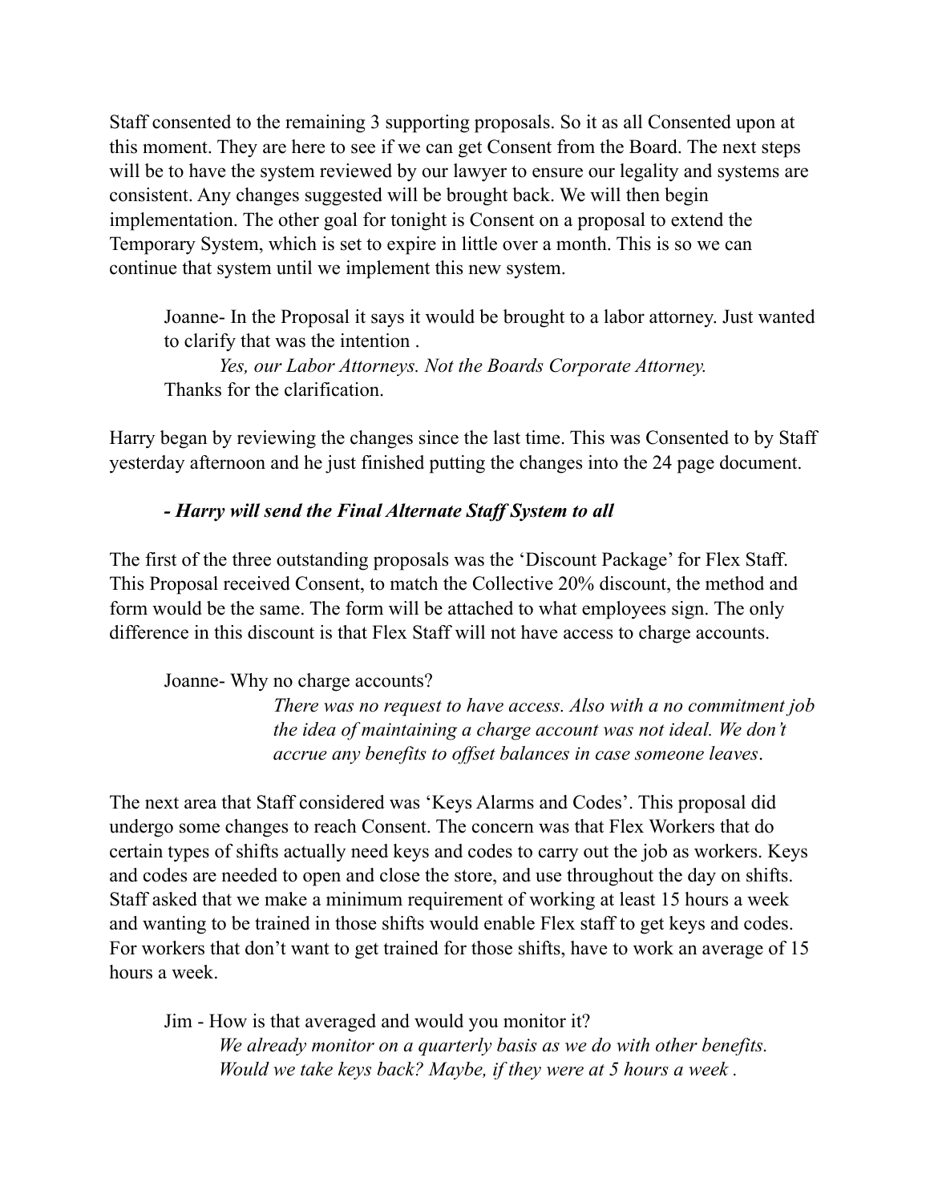Staff consented to the remaining 3 supporting proposals. So it as all Consented upon at this moment. They are here to see if we can get Consent from the Board. The next steps will be to have the system reviewed by our lawyer to ensure our legality and systems are consistent. Any changes suggested will be brought back. We will then begin implementation. The other goal for tonight is Consent on a proposal to extend the Temporary System, which is set to expire in little over a month. This is so we can continue that system until we implement this new system.

> Joanne- In the Proposal it says it would be brought to a labor attorney. Just wanted to clarify that was the intention .
>
> *Yes, our Labor Attorneys. Not the Boards Corporate Attorney.*
>
> Thanks for the clarification.

Harry began by reviewing the changes since the last time. This was Consented to by Staff yesterday afternoon and he just finished putting the changes into the 24 page document.

> ***- Harry will send the Final Alternate Staff System to all***

The first of the three outstanding proposals was the 'Discount Package' for Flex Staff. This Proposal received Consent, to match the Collective 20% discount, the method and form would be the same. The form will be attached to what employees sign. The only difference in this discount is that Flex Staff will not have access to charge accounts.

> Joanne- Why no charge accounts?
>
> *There was no request to have access. Also with a no commitment job the idea of maintaining a charge account was not ideal. We don't accrue any benefits to offset balances in case someone leaves*.

The next area that Staff considered was 'Keys Alarms and Codes'. This proposal did undergo some changes to reach Consent. The concern was that Flex Workers that do certain types of shifts actually need keys and codes to carry out the job as workers. Keys and codes are needed to open and close the store, and use throughout the day on shifts. Staff asked that we make a minimum requirement of working at least 15 hours a week and wanting to be trained in those shifts would enable Flex staff to get keys and codes. For workers that don't want to get trained for those shifts, have to work an average of 15 hours a week.

> Jim - How is that averaged and would you monitor it?
>
> *We already monitor on a quarterly basis as we do with other benefits. Would we take keys back? Maybe, if they were at 5 hours a week .*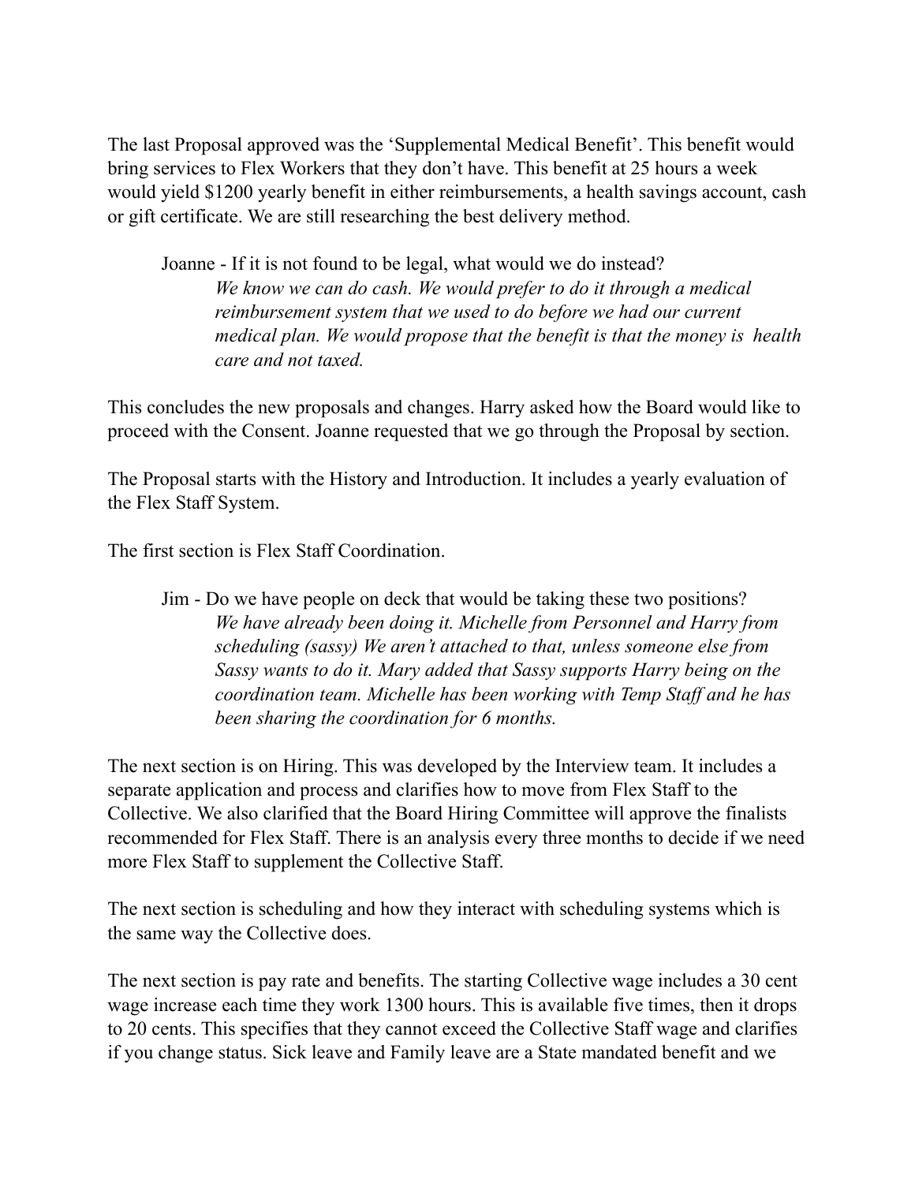The last Proposal approved was the 'Supplemental Medical Benefit'. This benefit would bring services to Flex Workers that they don't have. This benefit at 25 hours a week would yield $1200 yearly benefit in either reimbursements, a health savings account, cash or gift certificate. We are still researching the best delivery method.

> Joanne - If it is not found to be legal, what would we do instead?
>
> > *We know we can do cash. We would prefer to do it through a medical reimbursement system that we used to do before we had our current medical plan. We would propose that the benefit is that the money is health care and not taxed.*

This concludes the new proposals and changes. Harry asked how the Board would like to proceed with the Consent. Joanne requested that we go through the Proposal by section.

The Proposal starts with the History and Introduction. It includes a yearly evaluation of the Flex Staff System.

The first section is Flex Staff Coordination.

> Jim - Do we have people on deck that would be taking these two positions?
>
> > *We have already been doing it. Michelle from Personnel and Harry from scheduling (sassy) We aren't attached to that, unless someone else from Sassy wants to do it. Mary added that Sassy supports Harry being on the coordination team. Michelle has been working with Temp Staff and he has been sharing the coordination for 6 months.*

The next section is on Hiring. This was developed by the Interview team. It includes a separate application and process and clarifies how to move from Flex Staff to the Collective. We also clarified that the Board Hiring Committee will approve the finalists recommended for Flex Staff. There is an analysis every three months to decide if we need more Flex Staff to supplement the Collective Staff.

The next section is scheduling and how they interact with scheduling systems which is the same way the Collective does.

The next section is pay rate and benefits. The starting Collective wage includes a 30 cent wage increase each time they work 1300 hours. This is available five times, then it drops to 20 cents. This specifies that they cannot exceed the Collective Staff wage and clarifies if you change status. Sick leave and Family leave are a State mandated benefit and we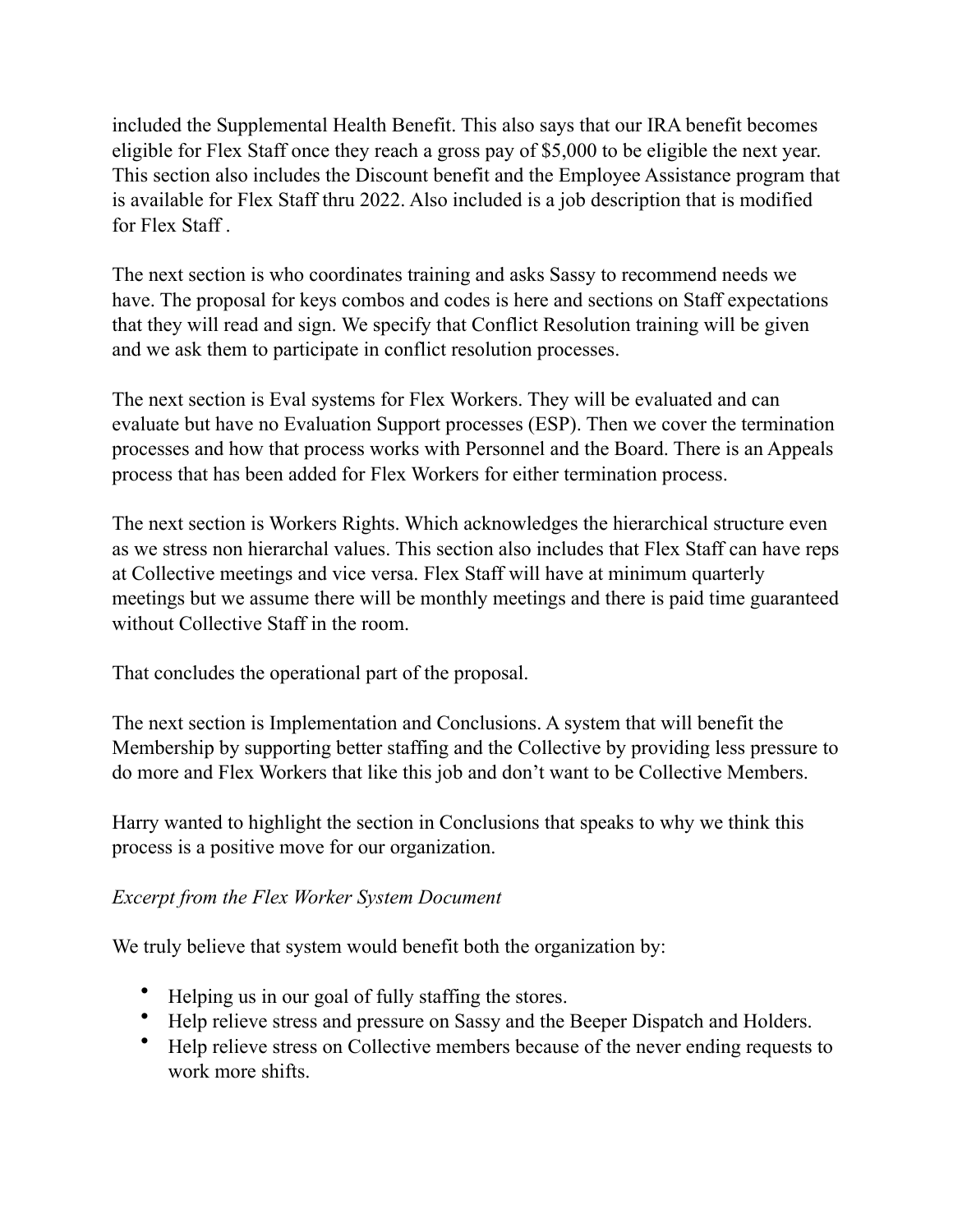included the Supplemental Health Benefit. This also says that our IRA benefit becomes eligible for Flex Staff once they reach a gross pay of $5,000 to be eligible the next year. This section also includes the Discount benefit and the Employee Assistance program that is available for Flex Staff thru 2022. Also included is a job description that is modified for Flex Staff .

The next section is who coordinates training and asks Sassy to recommend needs we have. The proposal for keys combos and codes is here and sections on Staff expectations that they will read and sign. We specify that Conflict Resolution training will be given and we ask them to participate in conflict resolution processes.

The next section is Eval systems for Flex Workers. They will be evaluated and can evaluate but have no Evaluation Support processes (ESP). Then we cover the termination processes and how that process works with Personnel and the Board. There is an Appeals process that has been added for Flex Workers for either termination process.

The next section is Workers Rights. Which acknowledges the hierarchical structure even as we stress non hierarchal values. This section also includes that Flex Staff can have reps at Collective meetings and vice versa. Flex Staff will have at minimum quarterly meetings but we assume there will be monthly meetings and there is paid time guaranteed without Collective Staff in the room.

That concludes the operational part of the proposal.

The next section is Implementation and Conclusions. A system that will benefit the Membership by supporting better staffing and the Collective by providing less pressure to do more and Flex Workers that like this job and don't want to be Collective Members.

Harry wanted to highlight the section in Conclusions that speaks to why we think this process is a positive move for our organization.

*Excerpt from the Flex Worker System Document*

We truly believe that system would benefit both the organization by:

- Helping us in our goal of fully staffing the stores.
- Help relieve stress and pressure on Sassy and the Beeper Dispatch and Holders.
- Help relieve stress on Collective members because of the never ending requests to work more shifts.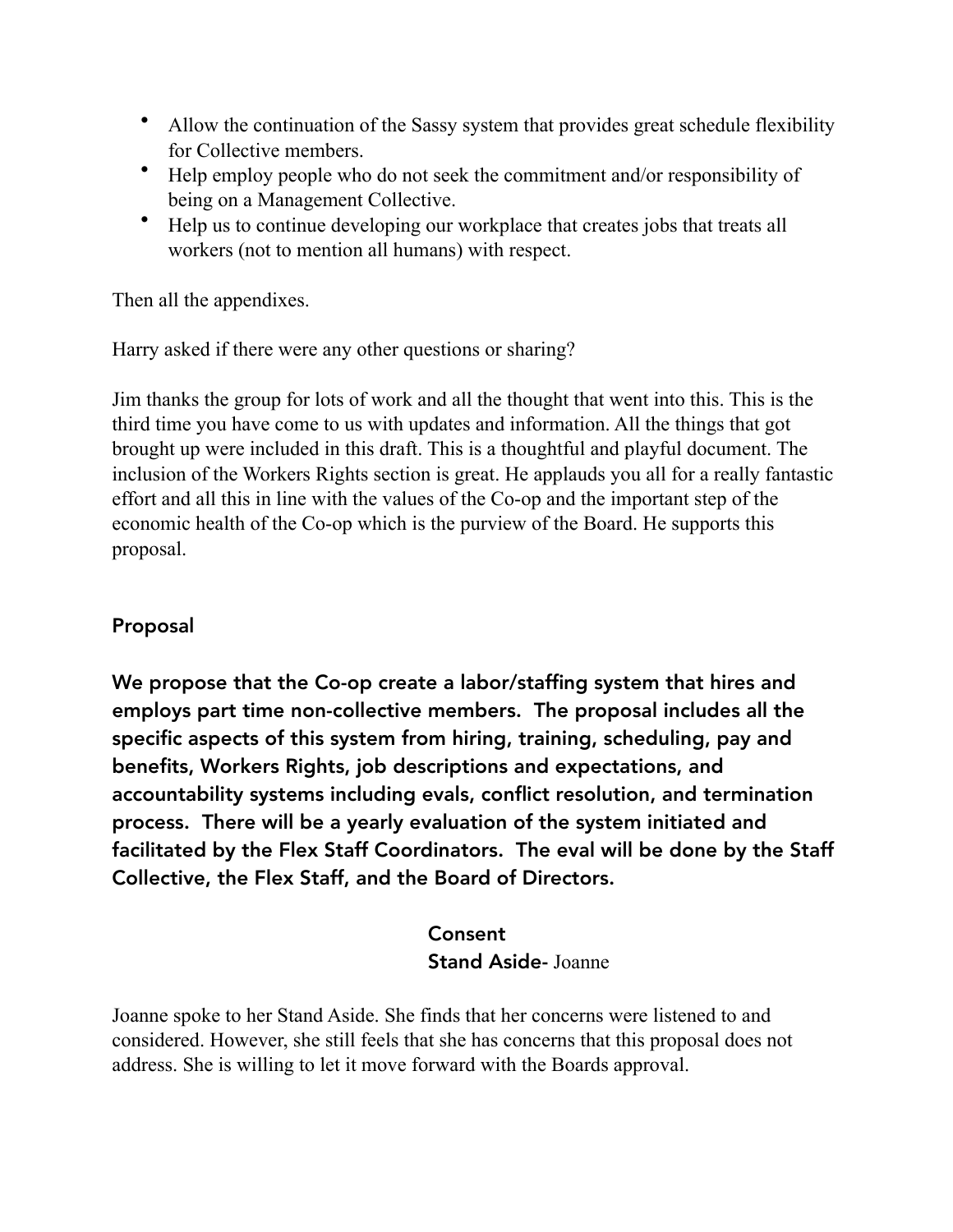- Allow the continuation of the Sassy system that provides great schedule flexibility for Collective members.
- Help employ people who do not seek the commitment and/or responsibility of being on a Management Collective.
- Help us to continue developing our workplace that creates jobs that treats all workers (not to mention all humans) with respect.

Then all the appendixes.

Harry asked if there were any other questions or sharing?

Jim thanks the group for lots of work and all the thought that went into this. This is the third time you have come to us with updates and information. All the things that got brought up were included in this draft. This is a thoughtful and playful document. The inclusion of the Workers Rights section is great. He applauds you all for a really fantastic effort and all this in line with the values of the Co-op and the important step of the economic health of the Co-op which is the purview of the Board. He supports this proposal.

### Proposal

**We propose that the Co-op create a labor/staffing system that hires and employs part time non-collective members. The proposal includes all the specific aspects of this system from hiring, training, scheduling, pay and benefits, Workers Rights, job descriptions and expectations, and accountability systems including evals, conflict resolution, and termination process. There will be a yearly evaluation of the system initiated and facilitated by the Flex Staff Coordinators. The eval will be done by the Staff Collective, the Flex Staff, and the Board of Directors.**

**Consent**
**Stand Aside-** Joanne

Joanne spoke to her Stand Aside. She finds that her concerns were listened to and considered. However, she still feels that she has concerns that this proposal does not address. She is willing to let it move forward with the Boards approval.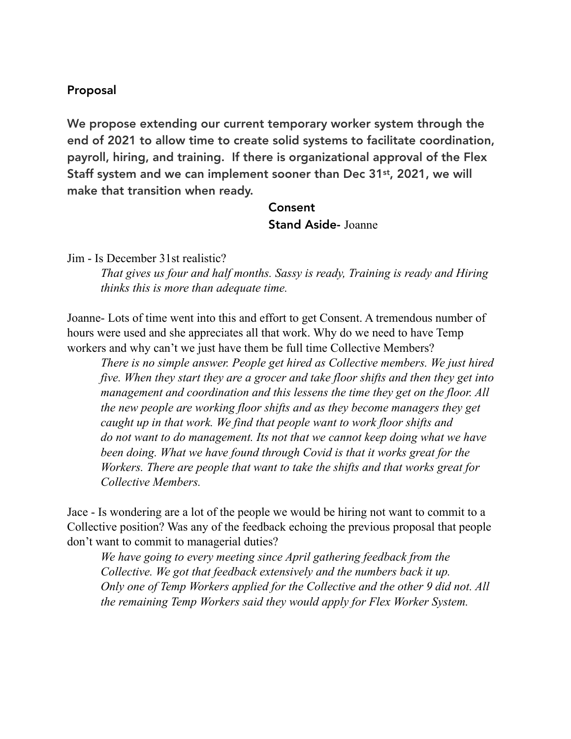### Proposal

**We propose extending our current temporary worker system through the end of 2021 to allow time to create solid systems to facilitate coordination, payroll, hiring, and training. If there is organizational approval of the Flex Staff system and we can implement sooner than Dec 31st, 2021, we will make that transition when ready.**

**Consent**
**Stand Aside-** Joanne

Jim - Is December 31st realistic?

*That gives us four and half months. Sassy is ready, Training is ready and Hiring thinks this is more than adequate time.*

Joanne- Lots of time went into this and effort to get Consent. A tremendous number of hours were used and she appreciates all that work. Why do we need to have Temp workers and why can't we just have them be full time Collective Members?

*There is no simple answer. People get hired as Collective members. We just hired five. When they start they are a grocer and take floor shifts and then they get into management and coordination and this lessens the time they get on the floor. All the new people are working floor shifts and as they become managers they get caught up in that work. We find that people want to work floor shifts and do not want to do management. Its not that we cannot keep doing what we have been doing. What we have found through Covid is that it works great for the Workers. There are people that want to take the shifts and that works great for Collective Members.*

Jace - Is wondering are a lot of the people we would be hiring not want to commit to a Collective position? Was any of the feedback echoing the previous proposal that people don't want to commit to managerial duties?

*We have going to every meeting since April gathering feedback from the Collective. We got that feedback extensively and the numbers back it up. Only one of Temp Workers applied for the Collective and the other 9 did not. All the remaining Temp Workers said they would apply for Flex Worker System.*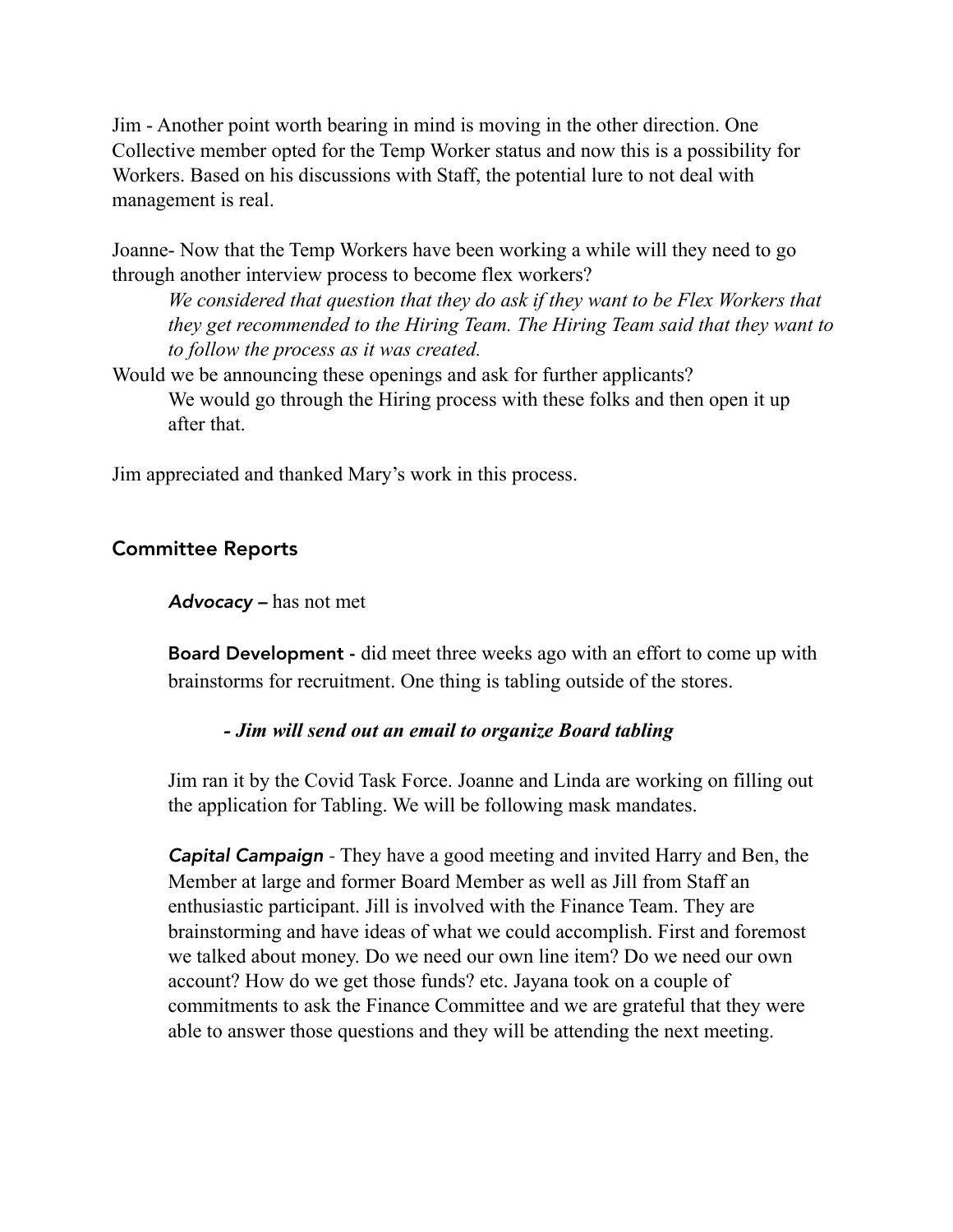Jim - Another point worth bearing in mind is moving in the other direction. One Collective member opted for the Temp Worker status and now this is a possibility for Workers. Based on his discussions with Staff, the potential lure to not deal with management is real.

Joanne- Now that the Temp Workers have been working a while will they need to go through another interview process to become flex workers?

> *We considered that question that they do ask if they want to be Flex Workers that they get recommended to the Hiring Team. The Hiring Team said that they want to to follow the process as it was created.*

Would we be announcing these openings and ask for further applicants?

> We would go through the Hiring process with these folks and then open it up after that.

Jim appreciated and thanked Mary's work in this process.

## Committee Reports

***Advocacy* –** has not met

**Board Development -** did meet three weeks ago with an effort to come up with brainstorms for recruitment. One thing is tabling outside of the stores.

> ***- Jim will send out an email to organize Board tabling***

Jim ran it by the Covid Task Force. Joanne and Linda are working on filling out the application for Tabling. We will be following mask mandates.

***Capital Campaign*** - They have a good meeting and invited Harry and Ben, the Member at large and former Board Member as well as Jill from Staff an enthusiastic participant. Jill is involved with the Finance Team. They are brainstorming and have ideas of what we could accomplish. First and foremost we talked about money. Do we need our own line item? Do we need our own account? How do we get those funds? etc. Jayana took on a couple of commitments to ask the Finance Committee and we are grateful that they were able to answer those questions and they will be attending the next meeting.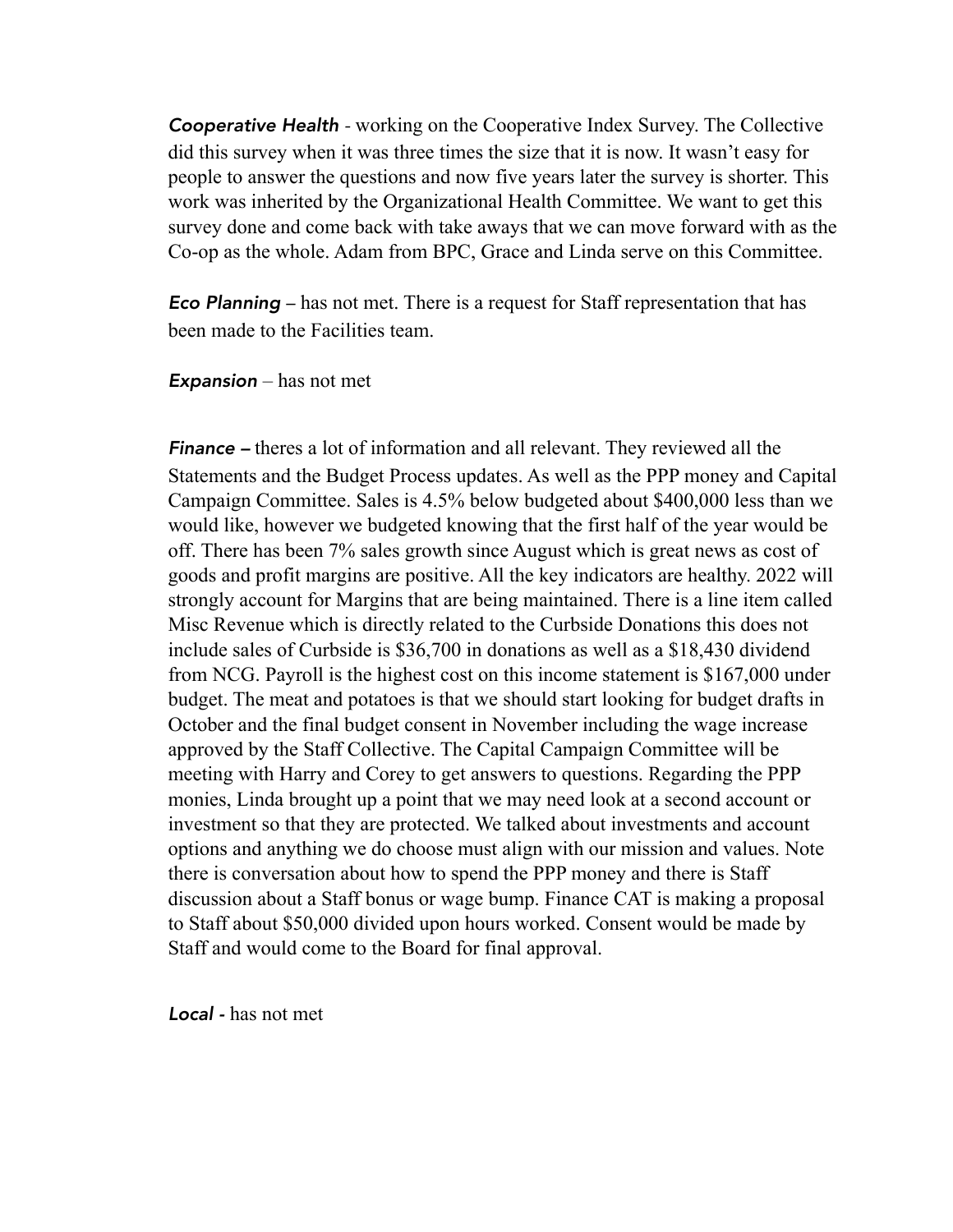***Cooperative Health*** - working on the Cooperative Index Survey. The Collective did this survey when it was three times the size that it is now. It wasn't easy for people to answer the questions and now five years later the survey is shorter. This work was inherited by the Organizational Health Committee. We want to get this survey done and come back with take aways that we can move forward with as the Co-op as the whole. Adam from BPC, Grace and Linda serve on this Committee.

***Eco Planning*** – has not met. There is a request for Staff representation that has been made to the Facilities team.

***Expansion*** – has not met

***Finance*** **–** theres a lot of information and all relevant. They reviewed all the Statements and the Budget Process updates. As well as the PPP money and Capital Campaign Committee. Sales is 4.5% below budgeted about $400,000 less than we would like, however we budgeted knowing that the first half of the year would be off. There has been 7% sales growth since August which is great news as cost of goods and profit margins are positive. All the key indicators are healthy. 2022 will strongly account for Margins that are being maintained. There is a line item called Misc Revenue which is directly related to the Curbside Donations this does not include sales of Curbside is $36,700 in donations as well as a $18,430 dividend from NCG. Payroll is the highest cost on this income statement is $167,000 under budget. The meat and potatoes is that we should start looking for budget drafts in October and the final budget consent in November including the wage increase approved by the Staff Collective. The Capital Campaign Committee will be meeting with Harry and Corey to get answers to questions. Regarding the PPP monies, Linda brought up a point that we may need look at a second account or investment so that they are protected. We talked about investments and account options and anything we do choose must align with our mission and values. Note there is conversation about how to spend the PPP money and there is Staff discussion about a Staff bonus or wage bump. Finance CAT is making a proposal to Staff about $50,000 divided upon hours worked. Consent would be made by Staff and would come to the Board for final approval.

***Local*** **-** has not met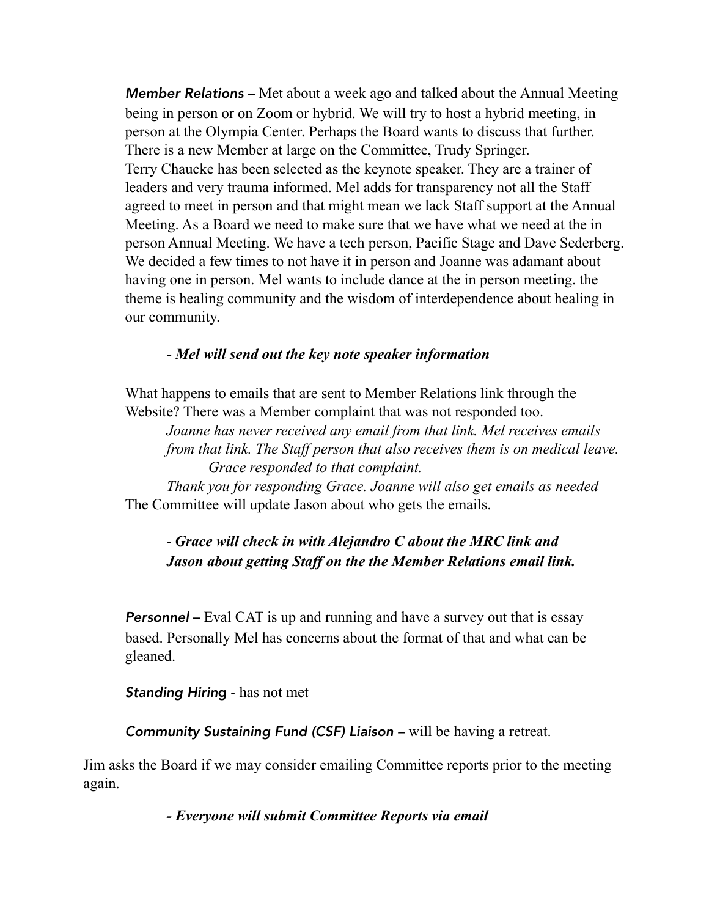***Member Relations –*** Met about a week ago and talked about the Annual Meeting being in person or on Zoom or hybrid. We will try to host a hybrid meeting, in person at the Olympia Center. Perhaps the Board wants to discuss that further. There is a new Member at large on the Committee, Trudy Springer.
Terry Chaucke has been selected as the keynote speaker. They are a trainer of leaders and very trauma informed. Mel adds for transparency not all the Staff agreed to meet in person and that might mean we lack Staff support at the Annual Meeting. As a Board we need to make sure that we have what we need at the in person Annual Meeting. We have a tech person, Pacific Stage and Dave Sederberg. We decided a few times to not have it in person and Joanne was adamant about having one in person. Mel wants to include dance at the in person meeting. the theme is healing community and the wisdom of interdependence about healing in our community.

***- Mel will send out the key note speaker information***

What happens to emails that are sent to Member Relations link through the Website? There was a Member complaint that was not responded too.

*Joanne has never received any email from that link. Mel receives emails from that link. The Staff person that also receives them is on medical leave.*

*Grace responded to that complaint.*

*Thank you for responding Grace. Joanne will also get emails as needed*

The Committee will update Jason about who gets the emails.

***- Grace will check in with Alejandro C about the MRC link and Jason about getting Staff on the the Member Relations email link.***

***Personnel –*** Eval CAT is up and running and have a survey out that is essay based. Personally Mel has concerns about the format of that and what can be gleaned.

***Standing Hiring -*** has not met

***Community Sustaining Fund (CSF) Liaison –*** will be having a retreat.

Jim asks the Board if we may consider emailing Committee reports prior to the meeting again.

***- Everyone will submit Committee Reports via email***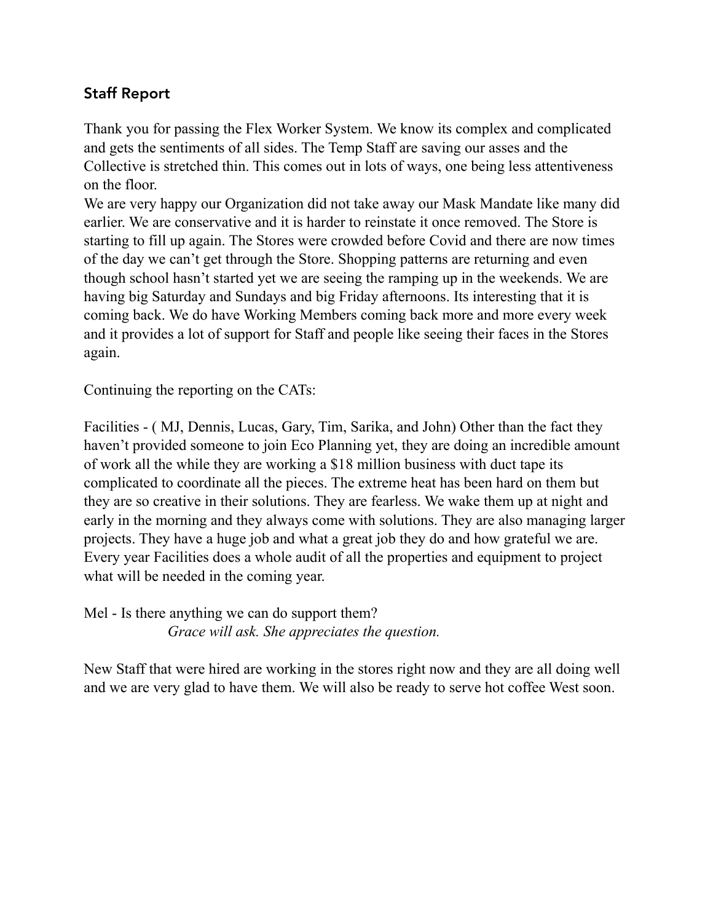## Staff Report

Thank you for passing the Flex Worker System. We know its complex and complicated and gets the sentiments of all sides. The Temp Staff are saving our asses and the Collective is stretched thin. This comes out in lots of ways, one being less attentiveness on the floor.

We are very happy our Organization did not take away our Mask Mandate like many did earlier. We are conservative and it is harder to reinstate it once removed. The Store is starting to fill up again. The Stores were crowded before Covid and there are now times of the day we can't get through the Store. Shopping patterns are returning and even though school hasn't started yet we are seeing the ramping up in the weekends. We are having big Saturday and Sundays and big Friday afternoons. Its interesting that it is coming back. We do have Working Members coming back more and more every week and it provides a lot of support for Staff and people like seeing their faces in the Stores again.

Continuing the reporting on the CATs:

Facilities - ( MJ, Dennis, Lucas, Gary, Tim, Sarika, and John) Other than the fact they haven't provided someone to join Eco Planning yet, they are doing an incredible amount of work all the while they are working a $18 million business with duct tape its complicated to coordinate all the pieces. The extreme heat has been hard on them but they are so creative in their solutions. They are fearless. We wake them up at night and early in the morning and they always come with solutions. They are also managing larger projects. They have a huge job and what a great job they do and how grateful we are. Every year Facilities does a whole audit of all the properties and equipment to project what will be needed in the coming year.

Mel - Is there anything we can do support them?

*Grace will ask. She appreciates the question.*

New Staff that were hired are working in the stores right now and they are all doing well and we are very glad to have them. We will also be ready to serve hot coffee West soon.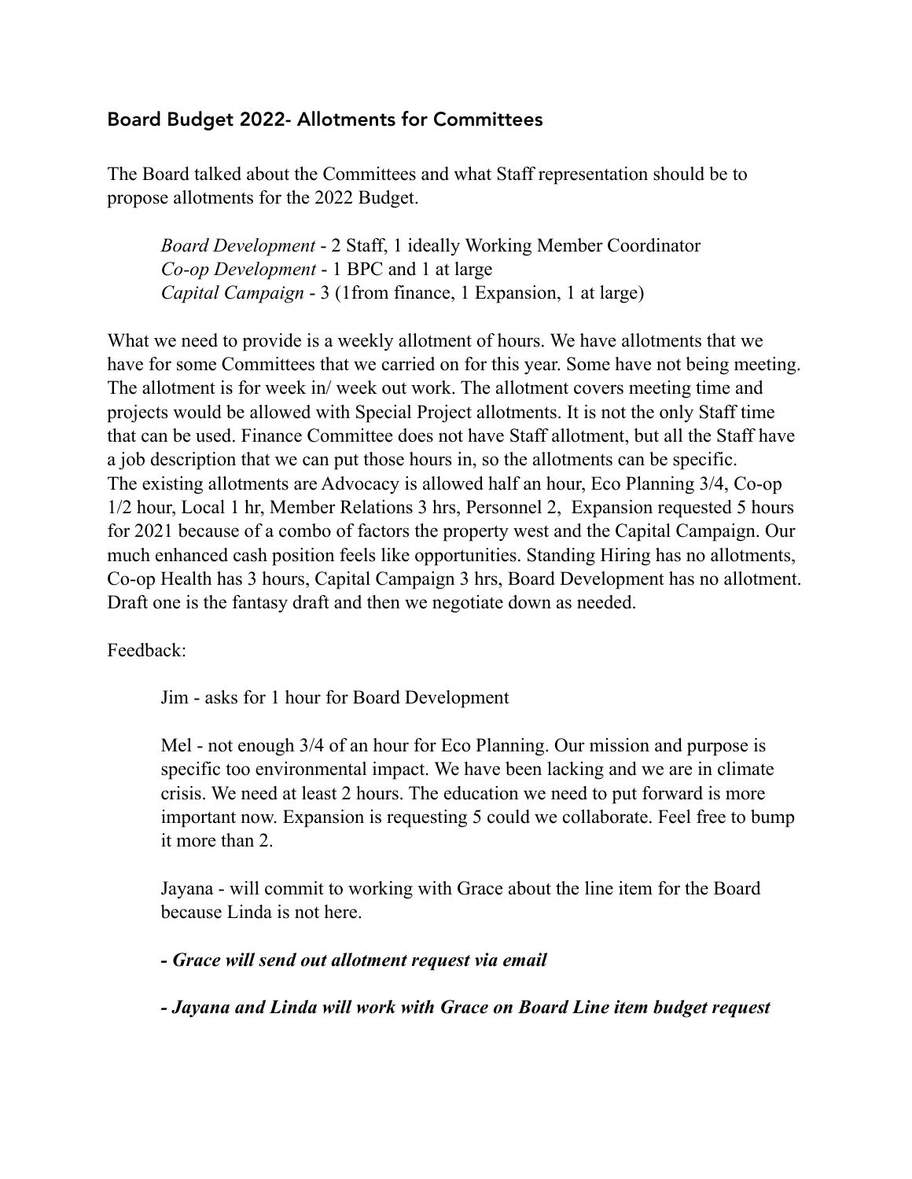## Board Budget 2022- Allotments for Committees

The Board talked about the Committees and what Staff representation should be to propose allotments for the 2022 Budget.

> *Board Development* - 2 Staff, 1 ideally Working Member Coordinator
> *Co-op Development* - 1 BPC and 1 at large
> *Capital Campaign* - 3 (1from finance, 1 Expansion, 1 at large)

What we need to provide is a weekly allotment of hours. We have allotments that we have for some Committees that we carried on for this year. Some have not being meeting. The allotment is for week in/ week out work. The allotment covers meeting time and projects would be allowed with Special Project allotments. It is not the only Staff time that can be used. Finance Committee does not have Staff allotment, but all the Staff have a job description that we can put those hours in, so the allotments can be specific. The existing allotments are Advocacy is allowed half an hour, Eco Planning 3/4, Co-op 1/2 hour, Local 1 hr, Member Relations 3 hrs, Personnel 2, Expansion requested 5 hours for 2021 because of a combo of factors the property west and the Capital Campaign. Our much enhanced cash position feels like opportunities. Standing Hiring has no allotments, Co-op Health has 3 hours, Capital Campaign 3 hrs, Board Development has no allotment. Draft one is the fantasy draft and then we negotiate down as needed.

Feedback:

> Jim - asks for 1 hour for Board Development
>
> Mel - not enough 3/4 of an hour for Eco Planning. Our mission and purpose is specific too environmental impact. We have been lacking and we are in climate crisis. We need at least 2 hours. The education we need to put forward is more important now. Expansion is requesting 5 could we collaborate. Feel free to bump it more than 2.
>
> Jayana - will commit to working with Grace about the line item for the Board because Linda is not here.
>
> ***- Grace will send out allotment request via email***
>
> ***- Jayana and Linda will work with Grace on Board Line item budget request***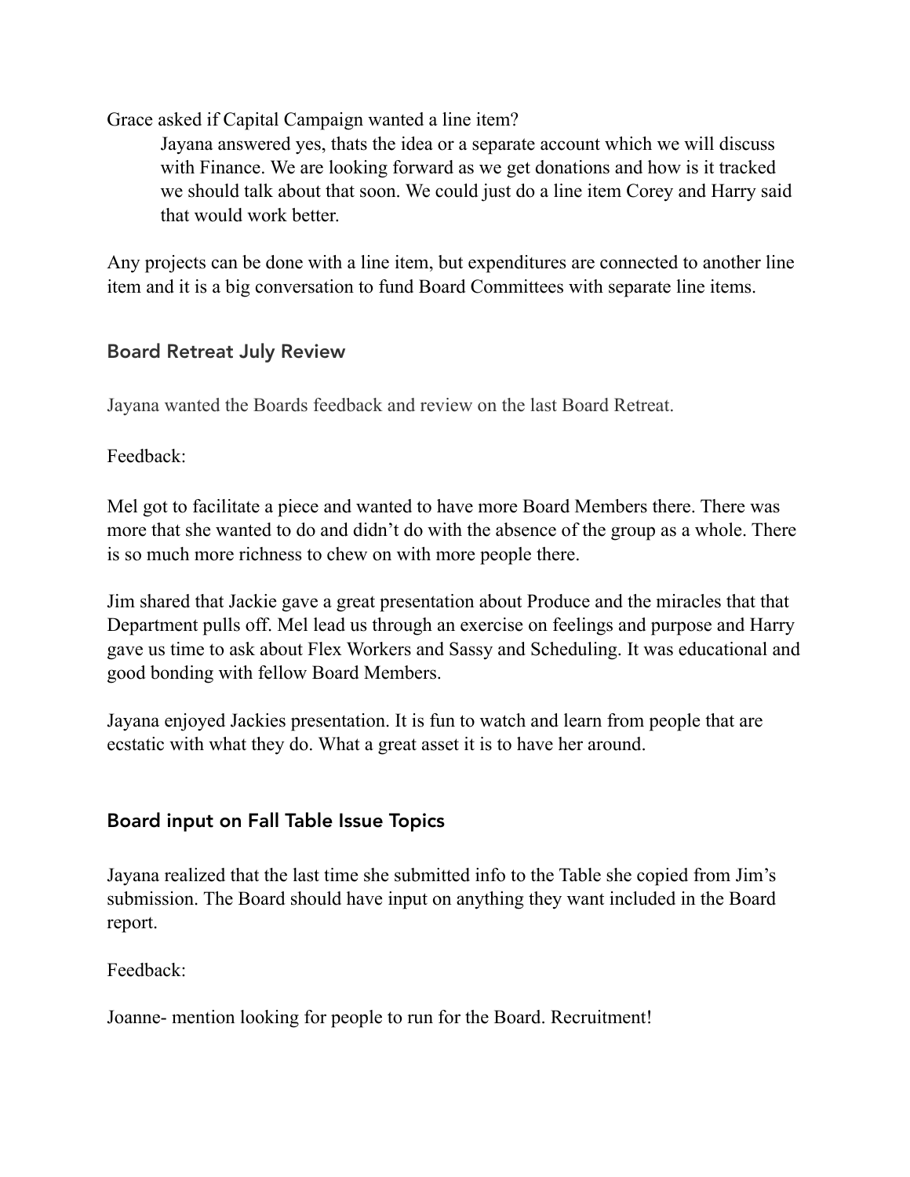Grace asked if Capital Campaign wanted a line item?

> Jayana answered yes, thats the idea or a separate account which we will discuss with Finance. We are looking forward as we get donations and how is it tracked we should talk about that soon. We could just do a line item Corey and Harry said that would work better.

Any projects can be done with a line item, but expenditures are connected to another line item and it is a big conversation to fund Board Committees with separate line items.

### Board Retreat July Review

Jayana wanted the Boards feedback and review on the last Board Retreat.

Feedback:

Mel got to facilitate a piece and wanted to have more Board Members there. There was more that she wanted to do and didn't do with the absence of the group as a whole. There is so much more richness to chew on with more people there.

Jim shared that Jackie gave a great presentation about Produce and the miracles that that Department pulls off. Mel lead us through an exercise on feelings and purpose and Harry gave us time to ask about Flex Workers and Sassy and Scheduling. It was educational and good bonding with fellow Board Members.

Jayana enjoyed Jackies presentation. It is fun to watch and learn from people that are ecstatic with what they do. What a great asset it is to have her around.

### Board input on Fall Table Issue Topics

Jayana realized that the last time she submitted info to the Table she copied from Jim's submission. The Board should have input on anything they want included in the Board report.

Feedback:

Joanne- mention looking for people to run for the Board. Recruitment!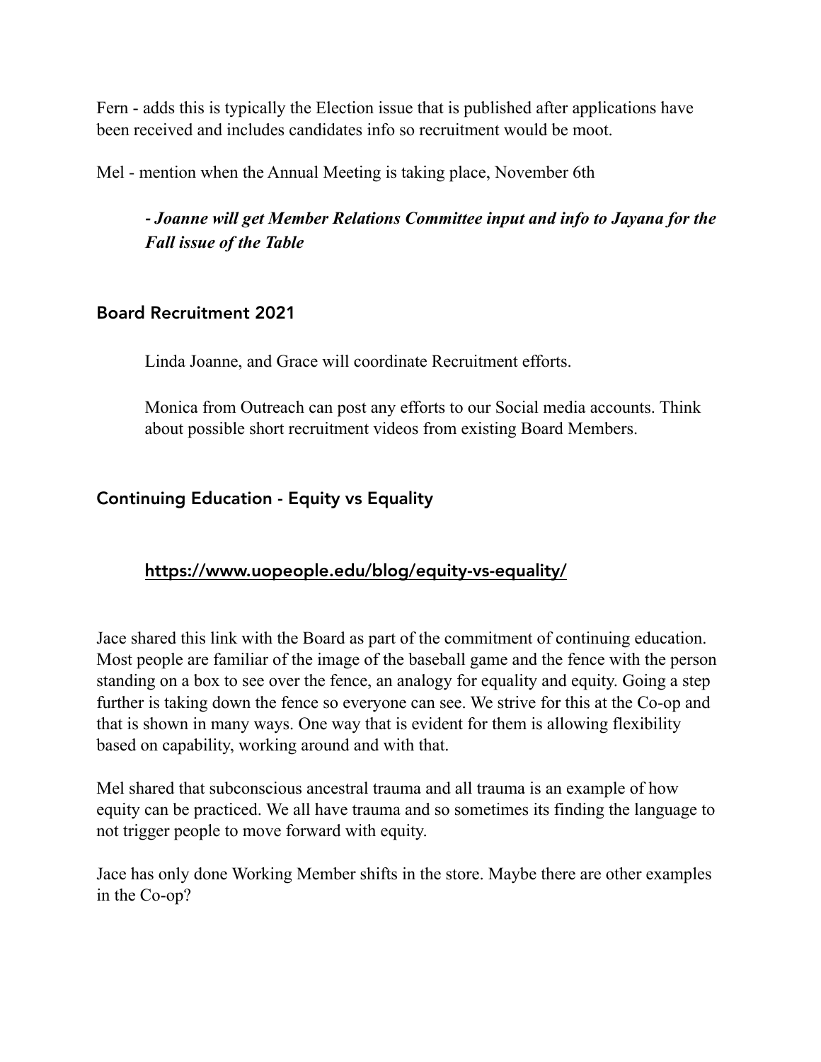Fern - adds this is typically the Election issue that is published after applications have been received and includes candidates info so recruitment would be moot.

Mel - mention when the Annual Meeting is taking place, November 6th

> ***- Joanne will get Member Relations Committee input and info to Jayana for the Fall issue of the Table***

## Board Recruitment 2021

> Linda Joanne, and Grace will coordinate Recruitment efforts.
>
> Monica from Outreach can post any efforts to our Social media accounts. Think about possible short recruitment videos from existing Board Members.

## Continuing Education - Equity vs Equality

> **https://www.uopeople.edu/blog/equity-vs-equality/**

Jace shared this link with the Board as part of the commitment of continuing education. Most people are familiar of the image of the baseball game and the fence with the person standing on a box to see over the fence, an analogy for equality and equity. Going a step further is taking down the fence so everyone can see. We strive for this at the Co-op and that is shown in many ways. One way that is evident for them is allowing flexibility based on capability, working around and with that.

Mel shared that subconscious ancestral trauma and all trauma is an example of how equity can be practiced. We all have trauma and so sometimes its finding the language to not trigger people to move forward with equity.

Jace has only done Working Member shifts in the store. Maybe there are other examples in the Co-op?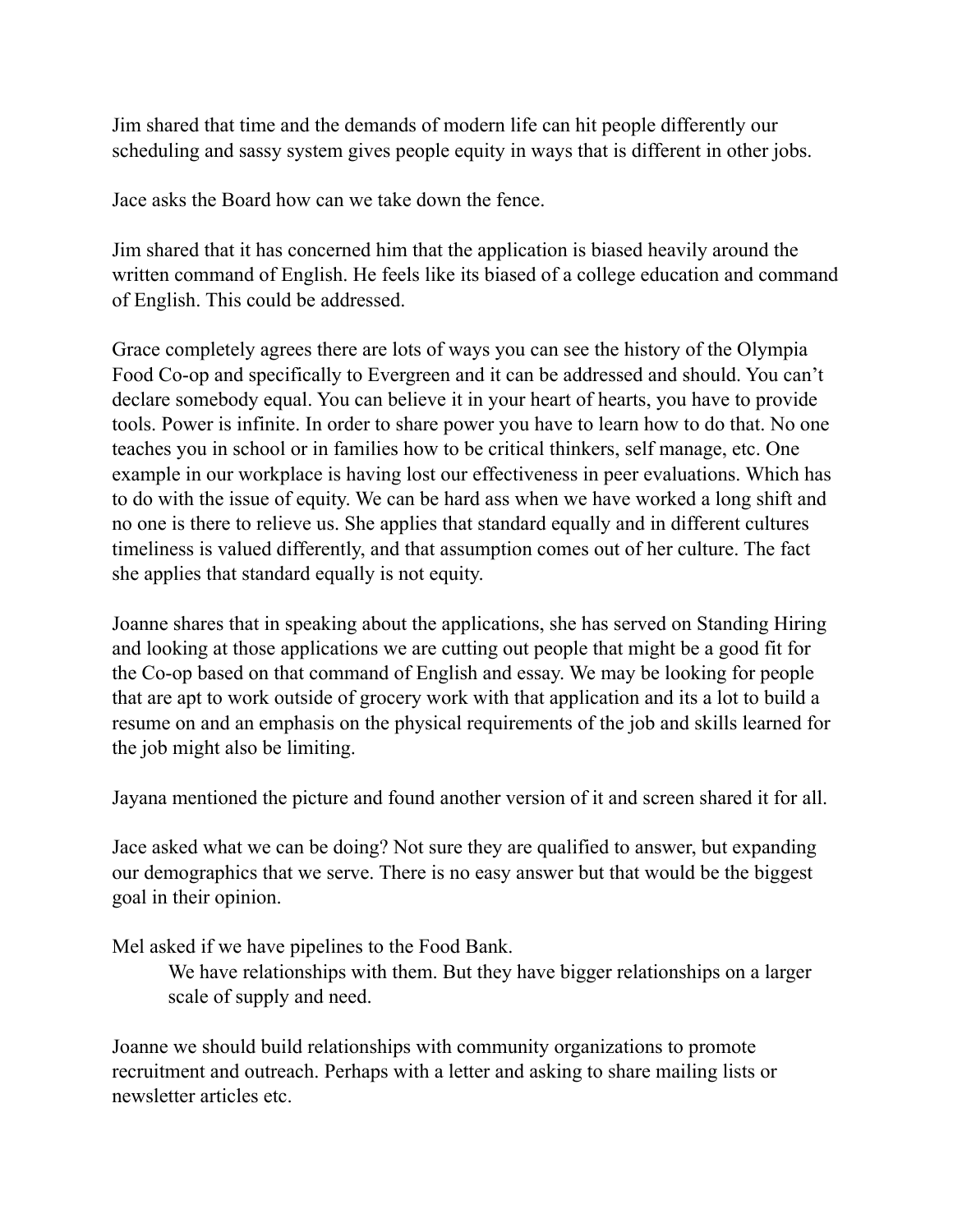Jim shared that time and the demands of modern life can hit people differently our scheduling and sassy system gives people equity in ways that is different in other jobs.

Jace asks the Board how can we take down the fence.

Jim shared that it has concerned him that the application is biased heavily around the written command of English. He feels like its biased of a college education and command of English. This could be addressed.

Grace completely agrees there are lots of ways you can see the history of the Olympia Food Co-op and specifically to Evergreen and it can be addressed and should. You can't declare somebody equal. You can believe it in your heart of hearts, you have to provide tools. Power is infinite. In order to share power you have to learn how to do that. No one teaches you in school or in families how to be critical thinkers, self manage, etc. One example in our workplace is having lost our effectiveness in peer evaluations. Which has to do with the issue of equity. We can be hard ass when we have worked a long shift and no one is there to relieve us. She applies that standard equally and in different cultures timeliness is valued differently, and that assumption comes out of her culture. The fact she applies that standard equally is not equity.

Joanne shares that in speaking about the applications, she has served on Standing Hiring and looking at those applications we are cutting out people that might be a good fit for the Co-op based on that command of English and essay. We may be looking for people that are apt to work outside of grocery work with that application and its a lot to build a resume on and an emphasis on the physical requirements of the job and skills learned for the job might also be limiting.

Jayana mentioned the picture and found another version of it and screen shared it for all.

Jace asked what we can be doing? Not sure they are qualified to answer, but expanding our demographics that we serve. There is no easy answer but that would be the biggest goal in their opinion.

Mel asked if we have pipelines to the Food Bank.

> We have relationships with them. But they have bigger relationships on a larger scale of supply and need.

Joanne we should build relationships with community organizations to promote recruitment and outreach. Perhaps with a letter and asking to share mailing lists or newsletter articles etc.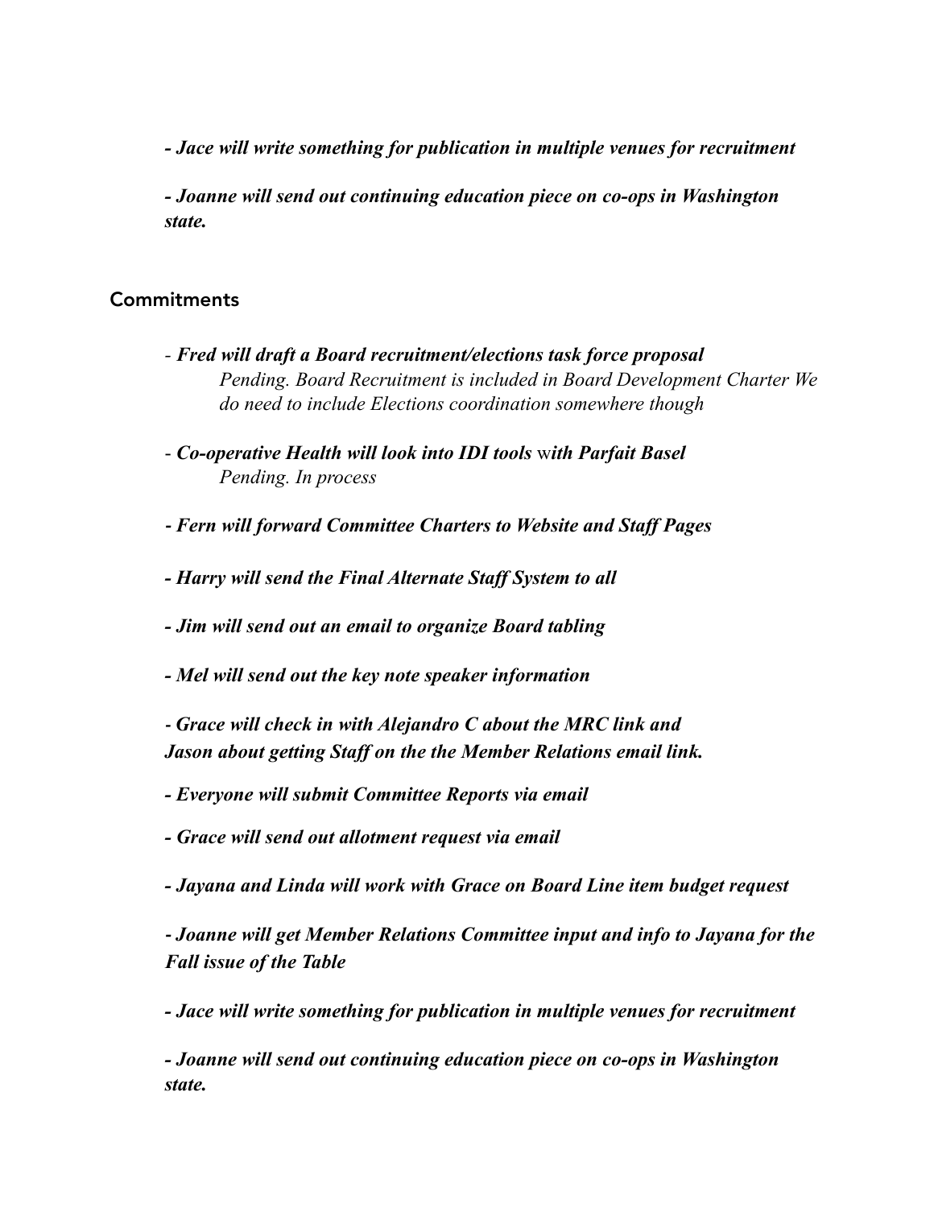*- Jace will write something for publication in multiple venues for recruitment*

*- Joanne will send out continuing education piece on co-ops in Washington state.*

## Commitments

- ***Fred will draft a Board recruitment/elections task force proposal***
  *Pending. Board Recruitment is included in Board Development Charter We do need to include Elections coordination somewhere though*

- ***Co-operative Health will look into IDI tools** with **Parfait Basel***
  *Pending. In process*

***- Fern will forward Committee Charters to Website and Staff Pages***

***- Harry will send the Final Alternate Staff System to all***

***- Jim will send out an email to organize Board tabling***

***- Mel will send out the key note speaker information***

***- Grace will check in with Alejandro C about the MRC link and Jason about getting Staff on the the Member Relations email link.***

***- Everyone will submit Committee Reports via email***

***- Grace will send out allotment request via email***

***- Jayana and Linda will work with Grace on Board Line item budget request***

***- Joanne will get Member Relations Committee input and info to Jayana for the Fall issue of the Table***

***- Jace will write something for publication in multiple venues for recruitment***

***- Joanne will send out continuing education piece on co-ops in Washington state.***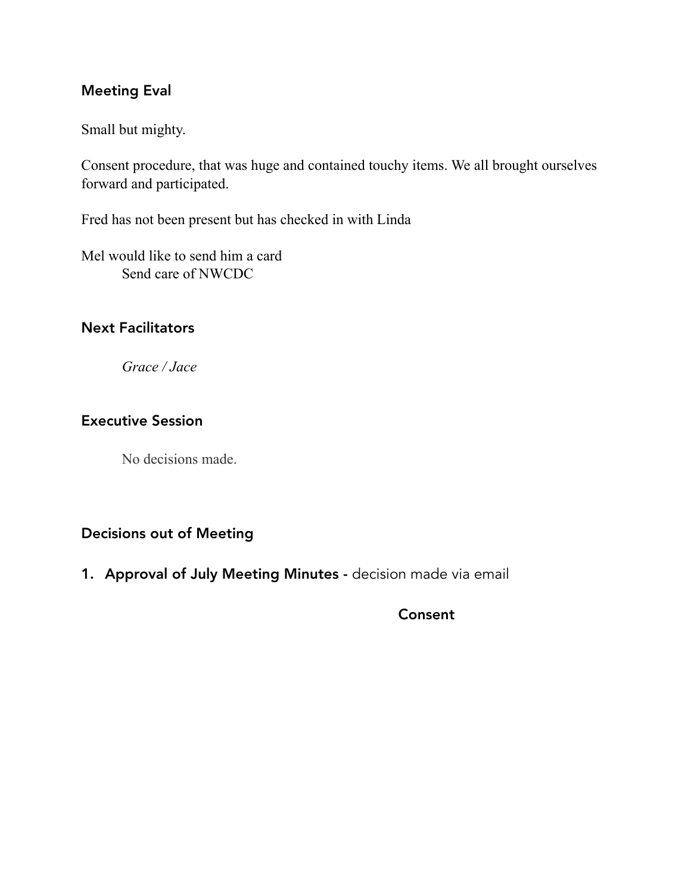### Meeting Eval

Small but mighty.

Consent procedure, that was huge and contained touchy items. We all brought ourselves forward and participated.

Fred has not been present but has checked in with Linda

Mel would like to send him a card
Send care of NWCDC

### Next Facilitators

*Grace / Jace*

### Executive Session

No decisions made.

### Decisions out of Meeting

1. **Approval of July Meeting Minutes -** decision made via email

**Consent**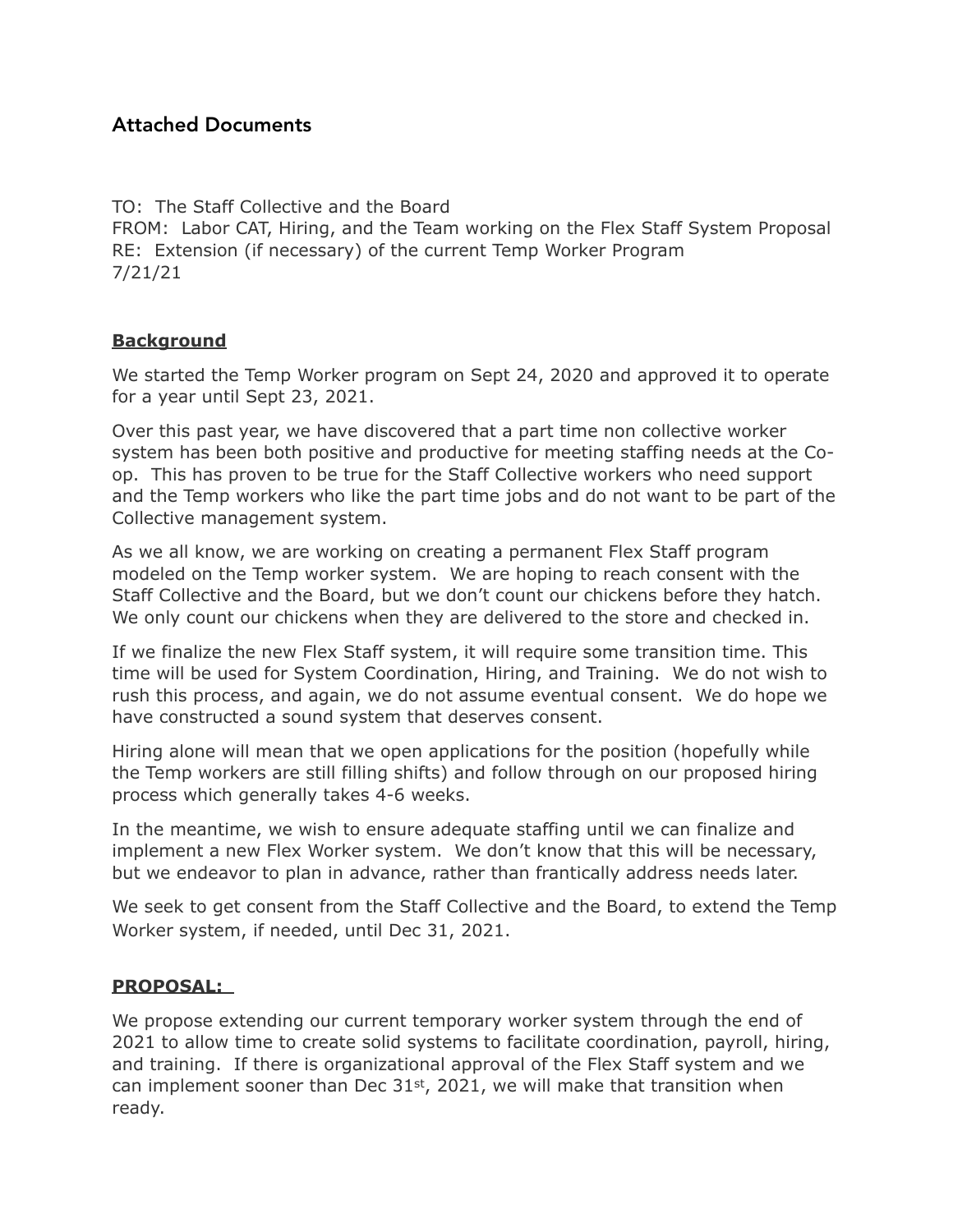## Attached Documents

TO: The Staff Collective and the Board
FROM: Labor CAT, Hiring, and the Team working on the Flex Staff System Proposal
RE: Extension (if necessary) of the current Temp Worker Program
7/21/21

**Background**

We started the Temp Worker program on Sept 24, 2020 and approved it to operate for a year until Sept 23, 2021.

Over this past year, we have discovered that a part time non collective worker system has been both positive and productive for meeting staffing needs at the Co-op. This has proven to be true for the Staff Collective workers who need support and the Temp workers who like the part time jobs and do not want to be part of the Collective management system.

As we all know, we are working on creating a permanent Flex Staff program modeled on the Temp worker system. We are hoping to reach consent with the Staff Collective and the Board, but we don't count our chickens before they hatch. We only count our chickens when they are delivered to the store and checked in.

If we finalize the new Flex Staff system, it will require some transition time. This time will be used for System Coordination, Hiring, and Training. We do not wish to rush this process, and again, we do not assume eventual consent. We do hope we have constructed a sound system that deserves consent.

Hiring alone will mean that we open applications for the position (hopefully while the Temp workers are still filling shifts) and follow through on our proposed hiring process which generally takes 4-6 weeks.

In the meantime, we wish to ensure adequate staffing until we can finalize and implement a new Flex Worker system. We don't know that this will be necessary, but we endeavor to plan in advance, rather than frantically address needs later.

We seek to get consent from the Staff Collective and the Board, to extend the Temp Worker system, if needed, until Dec 31, 2021.

**PROPOSAL:**

We propose extending our current temporary worker system through the end of 2021 to allow time to create solid systems to facilitate coordination, payroll, hiring, and training. If there is organizational approval of the Flex Staff system and we can implement sooner than Dec 31st, 2021, we will make that transition when ready.